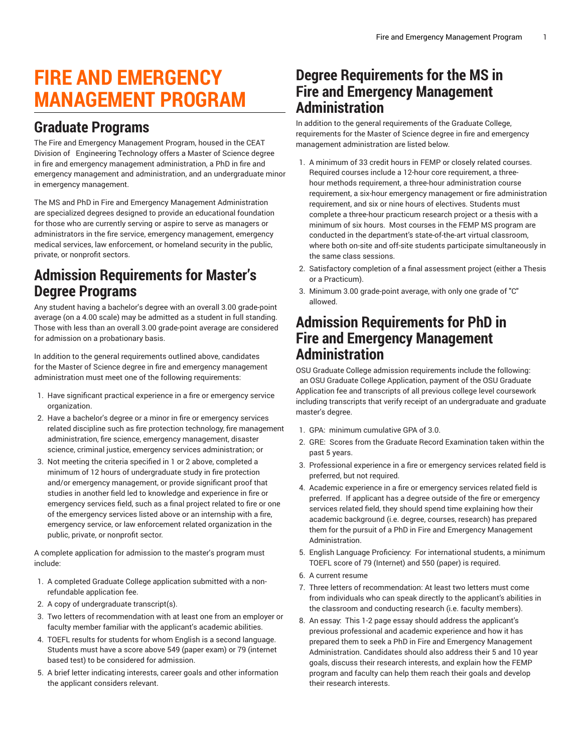# FIRE AND EMERGENCY MANAGEMENT PROGRAM

## Graduate Programs

The Fire and Emergency Management Program, housed in the CEAT Division of Engineering Technology offers a Master of Science degree in fire and emergency management administration, a PhD in fire and emergency management and administration, and an undergraduate minor in emergency management.

The MS and PhD in Fire and Emergency Management Administration are specialized degrees designed to provide an educational foundation for those who are currently serving or aspire to serve as managers or administrators in the fire service, emergency management, emergency medical services, law enforcement, or homeland security in the public, private, or nonprofit sectors.

## Admission Requirements for Master's Degree Programs

Any student having a bachelor's degree with an overall 3.00 grade-point average (on a 4.00 scale) may be admitted as a student in full standing. Those with less than an overall 3.00 grade-point average are considered for admission on a probationary basis.

In addition to the general requirements outlined above, candidates for the Master of Science degree in fire and emergency management administration must meet one of the following requirements:

1. Have significant practical experience in a fire or emergency service organization.
2. Have a bachelor's degree or a minor in fire or emergency services related discipline such as fire protection technology, fire management administration, fire science, emergency management, disaster science, criminal justice, emergency services administration; or
3. Not meeting the criteria specified in 1 or 2 above, completed a minimum of 12 hours of undergraduate study in fire protection and/or emergency management, or provide significant proof that studies in another field led to knowledge and experience in fire or emergency services field, such as a final project related to fire or one of the emergency services listed above or an internship with a fire, emergency service, or law enforcement related organization in the public, private, or nonprofit sector.

A complete application for admission to the master's program must include:

1. A completed Graduate College application submitted with a non-refundable application fee.
2. A copy of undergraduate transcript(s).
3. Two letters of recommendation with at least one from an employer or faculty member familiar with the applicant's academic abilities.
4. TOEFL results for students for whom English is a second language. Students must have a score above 549 (paper exam) or 79 (internet based test) to be considered for admission.
5. A brief letter indicating interests, career goals and other information the applicant considers relevant.

## Degree Requirements for the MS in Fire and Emergency Management Administration

In addition to the general requirements of the Graduate College, requirements for the Master of Science degree in fire and emergency management administration are listed below.

1. A minimum of 33 credit hours in FEMP or closely related courses. Required courses include a 12-hour core requirement, a three-hour methods requirement, a three-hour administration course requirement, a six-hour emergency management or fire administration requirement, and six or nine hours of electives. Students must complete a three-hour practicum research project or a thesis with a minimum of six hours. Most courses in the FEMP MS program are conducted in the department's state-of-the-art virtual classroom, where both on-site and off-site students participate simultaneously in the same class sessions.
2. Satisfactory completion of a final assessment project (either a Thesis or a Practicum).
3. Minimum 3.00 grade-point average, with only one grade of "C" allowed.

## Admission Requirements for PhD in Fire and Emergency Management Administration

OSU Graduate College admission requirements include the following: an OSU Graduate College Application, payment of the OSU Graduate Application fee and transcripts of all previous college level coursework including transcripts that verify receipt of an undergraduate and graduate master's degree.

1. GPA: minimum cumulative GPA of 3.0.
2. GRE: Scores from the Graduate Record Examination taken within the past 5 years.
3. Professional experience in a fire or emergency services related field is preferred, but not required.
4. Academic experience in a fire or emergency services related field is preferred. If applicant has a degree outside of the fire or emergency services related field, they should spend time explaining how their academic background (i.e. degree, courses, research) has prepared them for the pursuit of a PhD in Fire and Emergency Management Administration.
5. English Language Proficiency: For international students, a minimum TOEFL score of 79 (Internet) and 550 (paper) is required.
6. A current resume
7. Three letters of recommendation: At least two letters must come from individuals who can speak directly to the applicant's abilities in the classroom and conducting research (i.e. faculty members).
8. An essay: This 1-2 page essay should address the applicant's previous professional and academic experience and how it has prepared them to seek a PhD in Fire and Emergency Management Administration. Candidates should also address their 5 and 10 year goals, discuss their research interests, and explain how the FEMP program and faculty can help them reach their goals and develop their research interests.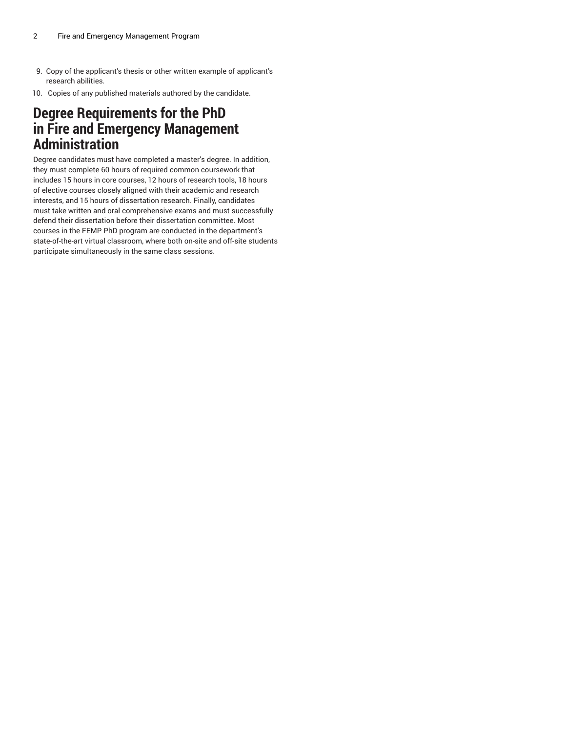9. Copy of the applicant's thesis or other written example of applicant's research abilities.
10. Copies of any published materials authored by the candidate.

## Degree Requirements for the PhD in Fire and Emergency Management Administration

Degree candidates must have completed a master's degree. In addition, they must complete 60 hours of required common coursework that includes 15 hours in core courses, 12 hours of research tools, 18 hours of elective courses closely aligned with their academic and research interests, and 15 hours of dissertation research. Finally, candidates must take written and oral comprehensive exams and must successfully defend their dissertation before their dissertation committee. Most courses in the FEMP PhD program are conducted in the department's state-of-the-art virtual classroom, where both on-site and off-site students participate simultaneously in the same class sessions.